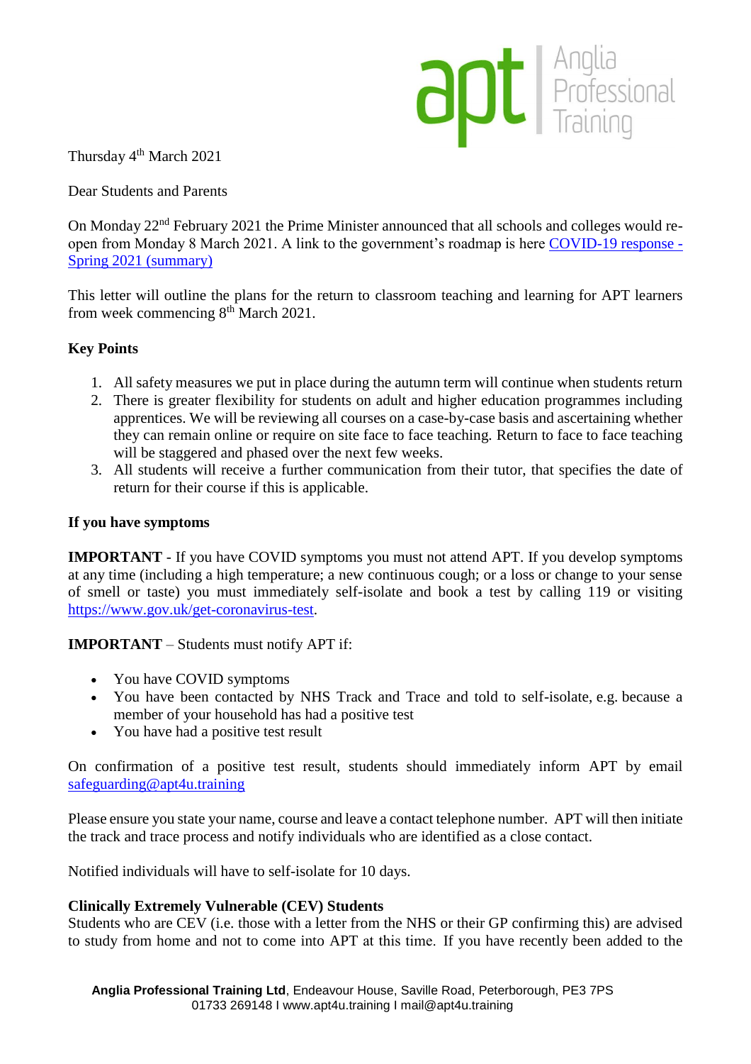Thursday 4th March 2021

Dear Students and Parents

On Monday 22nd February 2021 the Prime Minister announced that all schools and colleges would re-open from Monday 8 March 2021. A link to the government's roadmap is here [COVID-19 response - Spring 2021 (summary)]

This letter will outline the plans for the return to classroom teaching and learning for APT learners from week commencing 8th March 2021.

**Key Points**

1. All safety measures we put in place during the autumn term will continue when students return
2. There is greater flexibility for students on adult and higher education programmes including apprentices. We will be reviewing all courses on a case-by-case basis and ascertaining whether they can remain online or require on site face to face teaching. Return to face to face teaching will be staggered and phased over the next few weeks.
3. All students will receive a further communication from their tutor, that specifies the date of return for their course if this is applicable.

**If you have symptoms**

**IMPORTANT** - If you have COVID symptoms you must not attend APT. If you develop symptoms at any time (including a high temperature; a new continuous cough; or a loss or change to your sense of smell or taste) you must immediately self-isolate and book a test by calling 119 or visiting https://www.gov.uk/get-coronavirus-test.

**IMPORTANT** – Students must notify APT if:

- You have COVID symptoms
- You have been contacted by NHS Track and Trace and told to self-isolate, e.g. because a member of your household has had a positive test
- You have had a positive test result

On confirmation of a positive test result, students should immediately inform APT by email safeguarding@apt4u.training

Please ensure you state your name, course and leave a contact telephone number. APT will then initiate the track and trace process and notify individuals who are identified as a close contact.

Notified individuals will have to self-isolate for 10 days.

**Clinically Extremely Vulnerable (CEV) Students**

Students who are CEV (i.e. those with a letter from the NHS or their GP confirming this) are advised to study from home and not to come into APT at this time. If you have recently been added to the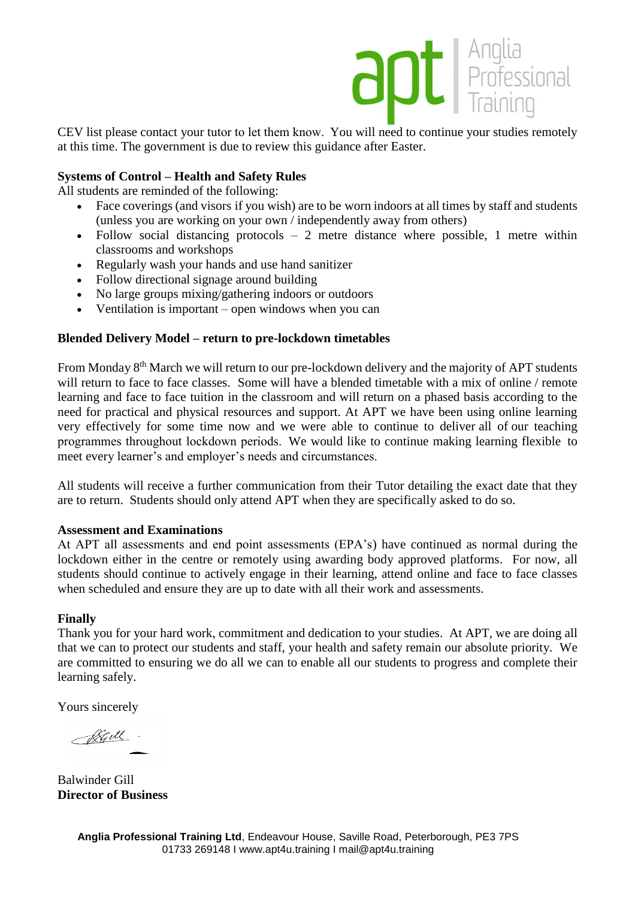CEV list please contact your tutor to let them know. You will need to continue your studies remotely at this time. The government is due to review this guidance after Easter.

**Systems of Control – Health and Safety Rules**

All students are reminded of the following:

- Face coverings (and visors if you wish) are to be worn indoors at all times by staff and students (unless you are working on your own / independently away from others)
- Follow social distancing protocols – 2 metre distance where possible, 1 metre within classrooms and workshops
- Regularly wash your hands and use hand sanitizer
- Follow directional signage around building
- No large groups mixing/gathering indoors or outdoors
- Ventilation is important – open windows when you can

**Blended Delivery Model – return to pre-lockdown timetables**

From Monday 8th March we will return to our pre-lockdown delivery and the majority of APT students will return to face to face classes. Some will have a blended timetable with a mix of online / remote learning and face to face tuition in the classroom and will return on a phased basis according to the need for practical and physical resources and support. At APT we have been using online learning very effectively for some time now and we were able to continue to deliver all of our teaching programmes throughout lockdown periods. We would like to continue making learning flexible to meet every learner's and employer's needs and circumstances.

All students will receive a further communication from their Tutor detailing the exact date that they are to return. Students should only attend APT when they are specifically asked to do so.

**Assessment and Examinations**

At APT all assessments and end point assessments (EPA's) have continued as normal during the lockdown either in the centre or remotely using awarding body approved platforms. For now, all students should continue to actively engage in their learning, attend online and face to face classes when scheduled and ensure they are up to date with all their work and assessments.

**Finally**

Thank you for your hard work, commitment and dedication to your studies. At APT, we are doing all that we can to protect our students and staff, your health and safety remain our absolute priority. We are committed to ensuring we do all we can to enable all our students to progress and complete their learning safely.

Yours sincerely

Balwinder Gill
**Director of Business**

**Anglia Professional Training Ltd**, Endeavour House, Saville Road, Peterborough, PE3 7PS
01733 269148 I www.apt4u.training I mail@apt4u.training